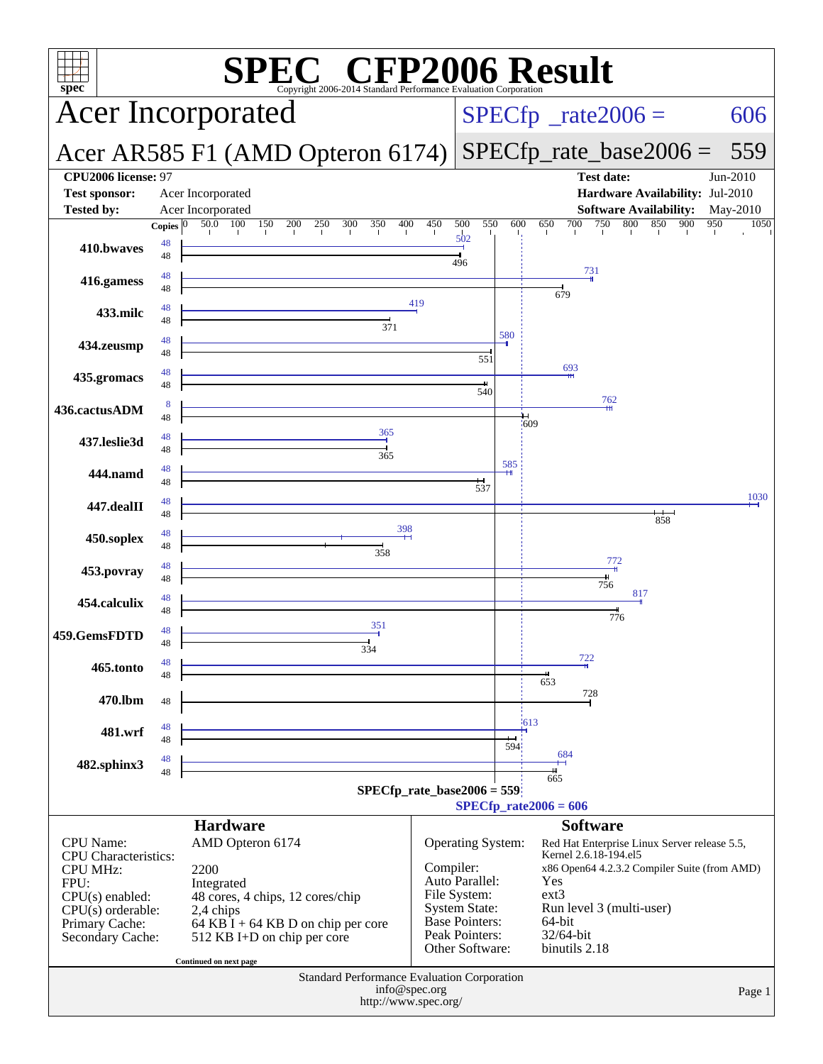# SPEC CFP2006 Result

Copyright 2006-2014 Standard Performance Evaluation Corporation

## Acer Incorporated

## Acer AR585 F1 (AMD Opteron 6174)

**SPECfp_rate2006 = 606**

**SPECfp_rate_base2006 = 559**

| | | | |
|---|---|---|---|
| **CPU2006 license:** 97 | | **Test date:** | Jun-2010 |
| **Test sponsor:** | Acer Incorporated | **Hardware Availability:** | Jul-2010 |
| **Tested by:** | Acer Incorporated | **Software Availability:** | May-2010 |

| Benchmark | Copies (peak) | Peak | Copies (base) | Base |
|---|---|---|---|---|
| 410.bwaves | 48 | 502 | 48 | 496 |
| 416.gamess | 48 | 731 | 48 | 679 |
| 433.milc | 48 | 419 | 48 | 371 |
| 434.zeusmp | 48 | 580 | 48 | 551 |
| 435.gromacs | 48 | 693 | 48 | 540 |
| 436.cactusADM | 8 | 762 | 48 | 609 |
| 437.leslie3d | 48 | 365 | 48 | 365 |
| 444.namd | 48 | 585 | 48 | 537 |
| 447.dealII | 48 | 1030 | 48 | 858 |
| 450.soplex | 48 | 398 | 48 | 358 |
| 453.povray | 48 | 772 | 48 | 756 |
| 454.calculix | 48 | 817 | 48 | 776 |
| 459.GemsFDTD | 48 | 351 | 48 | 334 |
| 465.tonto | 48 | 722 | 48 | 653 |
| 470.lbm | | | 48 | 728 |
| 481.wrf | 48 | 613 | 48 | 594 |
| 482.sphinx3 | 48 | 684 | 48 | 665 |

SPECfp_rate_base2006 = 559

SPECfp_rate2006 = 606

## Hardware

| | |
|---|---|
| CPU Name: | AMD Opteron 6174 |
| CPU Characteristics: | |
| CPU MHz: | 2200 |
| FPU: | Integrated |
| CPU(s) enabled: | 48 cores, 4 chips, 12 cores/chip |
| CPU(s) orderable: | 2,4 chips |
| Primary Cache: | 64 KB I + 64 KB D on chip per core |
| Secondary Cache: | 512 KB I+D on chip per core |

Continued on next page

## Software

| | |
|---|---|
| Operating System: | Red Hat Enterprise Linux Server release 5.5, Kernel 2.6.18-194.el5 |
| Compiler: | x86 Open64 4.2.3.2 Compiler Suite (from AMD) |
| Auto Parallel: | Yes |
| File System: | ext3 |
| System State: | Run level 3 (multi-user) |
| Base Pointers: | 64-bit |
| Peak Pointers: | 32/64-bit |
| Other Software: | binutils 2.18 |

Standard Performance Evaluation Corporation
info@spec.org
http://www.spec.org/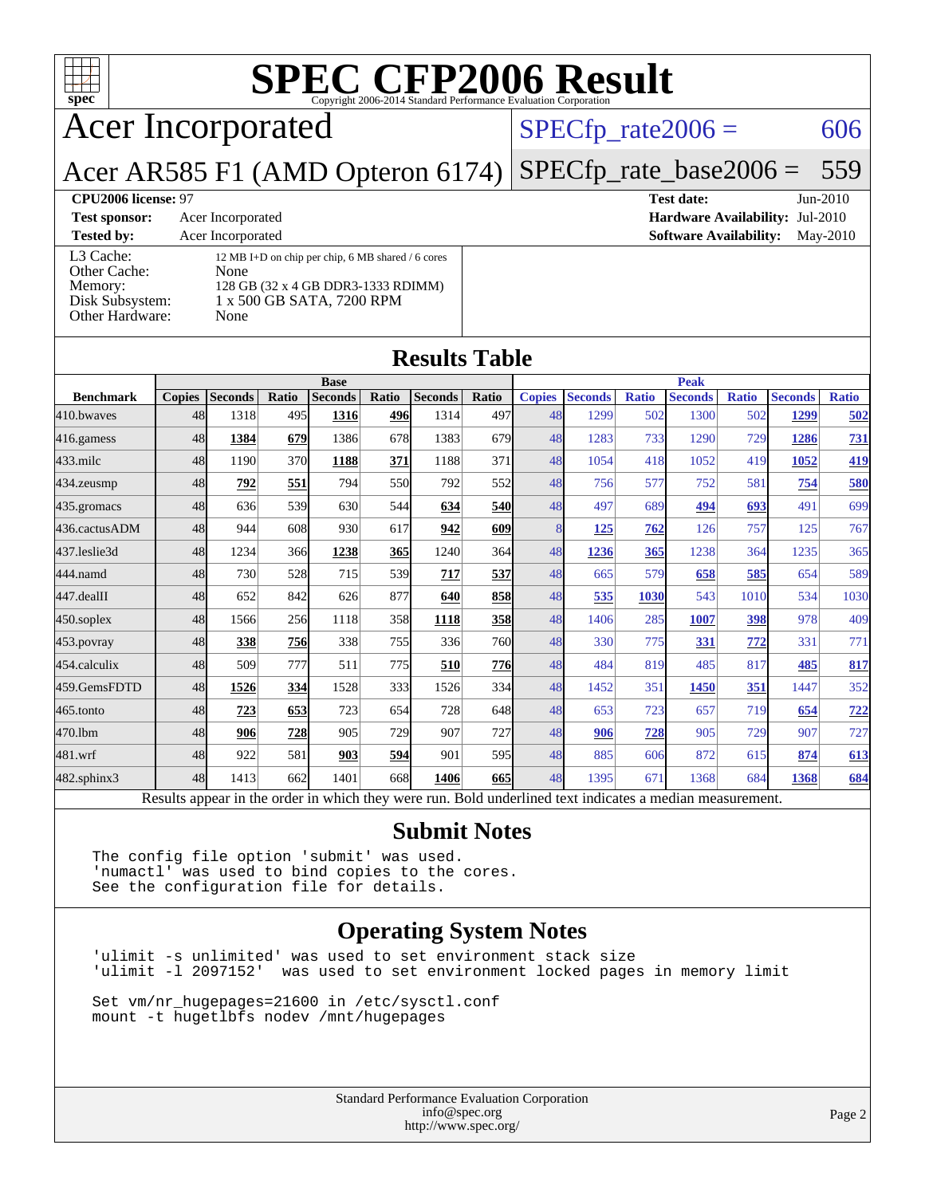# SPEC CFP2006 Result

Copyright 2006-2014 Standard Performance Evaluation Corporation

## Acer Incorporated

## Acer AR585 F1 (AMD Opteron 6174)

SPECfp_rate2006 = 606

SPECfp_rate_base2006 = 559

**CPU2006 license:** 97
**Test sponsor:** Acer Incorporated
**Tested by:** Acer Incorporated

**Test date:** Jun-2010
**Hardware Availability:** Jul-2010
**Software Availability:** May-2010

| | |
|---|---|
| L3 Cache: | 12 MB I+D on chip per chip, 6 MB shared / 6 cores |
| Other Cache: | None |
| Memory: | 128 GB (32 x 4 GB DDR3-1333 RDIMM) |
| Disk Subsystem: | 1 x 500 GB SATA, 7200 RPM |
| Other Hardware: | None |

## Results Table

| Benchmark | Base | | | | | | | Peak | | | | | | |
|---|---|---|---|---|---|---|---|---|---|---|---|---|---|---|
| | Copies | Seconds | Ratio | Seconds | Ratio | Seconds | Ratio | Copies | Seconds | Ratio | Seconds | Ratio | Seconds | Ratio |
| 410.bwaves | 48 | 1318 | 495 | **1316** | **496** | 1314 | 497 | 48 | 1299 | 502 | 1300 | 502 | **1299** | **502** |
| 416.gamess | 48 | **1384** | **679** | 1386 | 678 | 1383 | 679 | 48 | 1283 | 733 | 1290 | 729 | **1286** | **731** |
| 433.milc | 48 | 1190 | 370 | **1188** | **371** | 1188 | 371 | 48 | 1054 | 418 | 1052 | 419 | **1052** | **419** |
| 434.zeusmp | 48 | **792** | **551** | 794 | 550 | 792 | 552 | 48 | 756 | 577 | 752 | 581 | **754** | **580** |
| 435.gromacs | 48 | 636 | 539 | 630 | 544 | **634** | **540** | 48 | 497 | 689 | **494** | **693** | 491 | 699 |
| 436.cactusADM | 48 | 944 | 608 | 930 | 617 | **942** | **609** | 8 | **125** | **762** | 126 | 757 | 125 | 767 |
| 437.leslie3d | 48 | 1234 | 366 | **1238** | **365** | 1240 | 364 | 48 | **1236** | **365** | 1238 | 364 | 1235 | 365 |
| 444.namd | 48 | 730 | 528 | 715 | 539 | **717** | **537** | 48 | 665 | 579 | **658** | **585** | 654 | 589 |
| 447.dealII | 48 | 652 | 842 | 626 | 877 | **640** | **858** | 48 | **535** | **1030** | 543 | 1010 | 534 | 1030 |
| 450.soplex | 48 | 1566 | 256 | 1118 | 358 | **1118** | **358** | 48 | 1406 | 285 | **1007** | **398** | 978 | 409 |
| 453.povray | 48 | **338** | **756** | 338 | 755 | 336 | 760 | 48 | 330 | 775 | **331** | **772** | 331 | 771 |
| 454.calculix | 48 | 509 | 777 | 511 | 775 | **510** | **776** | 48 | 484 | 819 | 485 | 817 | **485** | **817** |
| 459.GemsFDTD | 48 | **1526** | **334** | 1528 | 333 | 1526 | 334 | 48 | 1452 | 351 | **1450** | **351** | 1447 | 352 |
| 465.tonto | 48 | **723** | **653** | 723 | 654 | 728 | 648 | 48 | 653 | 723 | 657 | 719 | **654** | **722** |
| 470.lbm | 48 | **906** | **728** | 905 | 729 | 907 | 727 | 48 | **906** | **728** | 905 | 729 | 907 | 727 |
| 481.wrf | 48 | 922 | 581 | **903** | **594** | 901 | 595 | 48 | 885 | 606 | 872 | 615 | **874** | **613** |
| 482.sphinx3 | 48 | 1413 | 662 | 1401 | 668 | **1406** | **665** | 48 | 1395 | 671 | 1368 | 684 | **1368** | **684** |

Results appear in the order in which they were run. Bold underlined text indicates a median measurement.

## Submit Notes

```
The config file option 'submit' was used.
'numactl' was used to bind copies to the cores.
See the configuration file for details.
```

## Operating System Notes

```
'ulimit -s unlimited' was used to set environment stack size
'ulimit -l 2097152'  was used to set environment locked pages in memory limit

Set vm/nr_hugepages=21600 in /etc/sysctl.conf
mount -t hugetlbfs nodev /mnt/hugepages
```

Standard Performance Evaluation Corporation
info@spec.org
http://www.spec.org/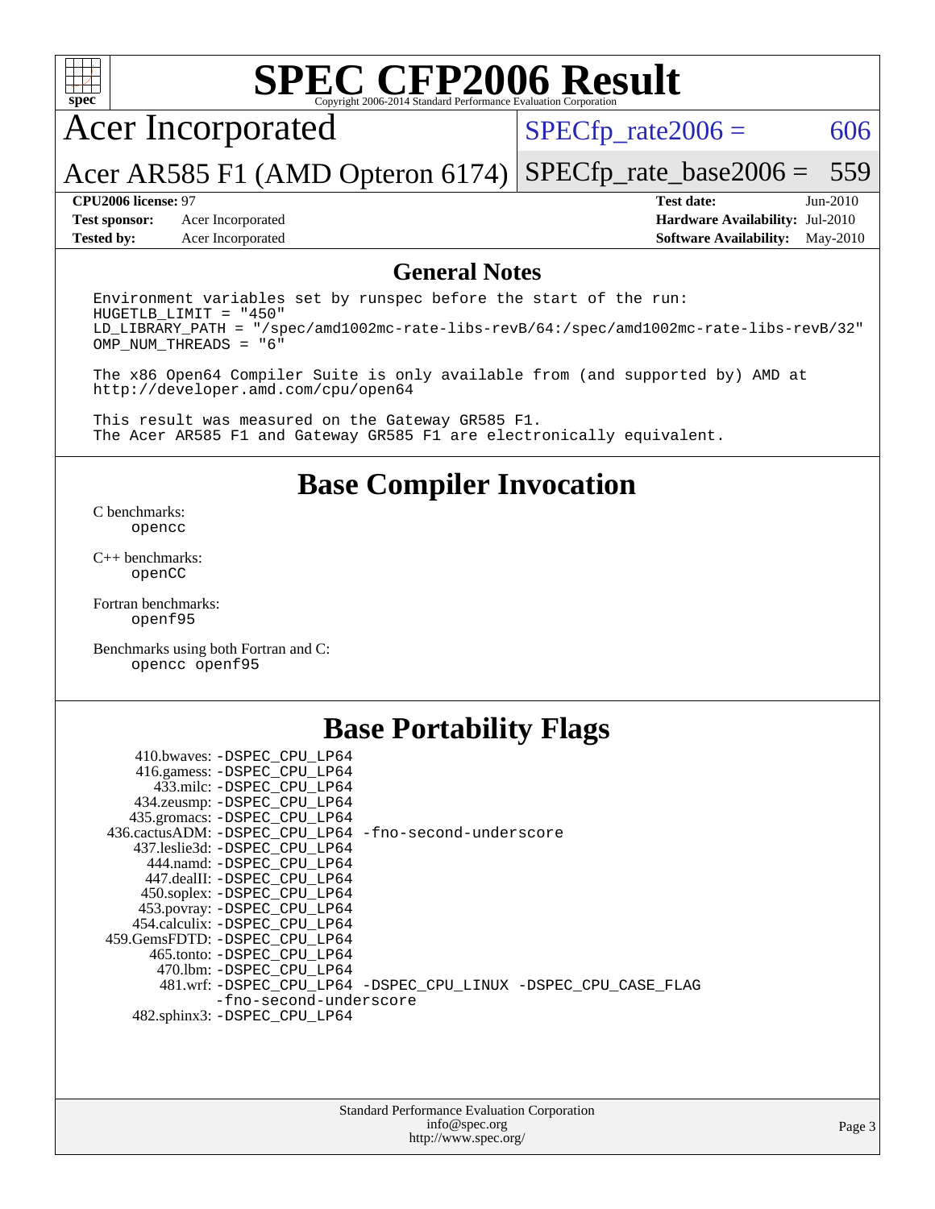# SPEC CFP2006 Result

Copyright 2006-2014 Standard Performance Evaluation Corporation

## Acer Incorporated

**Acer AR585 F1 (AMD Opteron 6174)**

SPECfp_rate2006 = 606

SPECfp_rate_base2006 = 559

| | | | |
|---|---|---|---|
| **CPU2006 license:** 97 | | **Test date:** | Jun-2010 |
| **Test sponsor:** | Acer Incorporated | **Hardware Availability:** | Jul-2010 |
| **Tested by:** | Acer Incorporated | **Software Availability:** | May-2010 |

## General Notes

```
Environment variables set by runspec before the start of the run:
HUGETLB_LIMIT = "450"
LD_LIBRARY_PATH = "/spec/amd1002mc-rate-libs-revB/64:/spec/amd1002mc-rate-libs-revB/32"
OMP_NUM_THREADS = "6"

The x86 Open64 Compiler Suite is only available from (and supported by) AMD at
http://developer.amd.com/cpu/open64

This result was measured on the Gateway GR585 F1.
The Acer AR585 F1 and Gateway GR585 F1 are electronically equivalent.
```

## Base Compiler Invocation

C benchmarks:
    opencc

C++ benchmarks:
    openCC

Fortran benchmarks:
    openf95

Benchmarks using both Fortran and C:
    opencc openf95

## Base Portability Flags

| | |
|---|---|
| 410.bwaves: | -DSPEC_CPU_LP64 |
| 416.gamess: | -DSPEC_CPU_LP64 |
| 433.milc: | -DSPEC_CPU_LP64 |
| 434.zeusmp: | -DSPEC_CPU_LP64 |
| 435.gromacs: | -DSPEC_CPU_LP64 |
| 436.cactusADM: | -DSPEC_CPU_LP64 -fno-second-underscore |
| 437.leslie3d: | -DSPEC_CPU_LP64 |
| 444.namd: | -DSPEC_CPU_LP64 |
| 447.dealII: | -DSPEC_CPU_LP64 |
| 450.soplex: | -DSPEC_CPU_LP64 |
| 453.povray: | -DSPEC_CPU_LP64 |
| 454.calculix: | -DSPEC_CPU_LP64 |
| 459.GemsFDTD: | -DSPEC_CPU_LP64 |
| 465.tonto: | -DSPEC_CPU_LP64 |
| 470.lbm: | -DSPEC_CPU_LP64 |
| 481.wrf: | -DSPEC_CPU_LP64 -DSPEC_CPU_LINUX -DSPEC_CPU_CASE_FLAG -fno-second-underscore |
| 482.sphinx3: | -DSPEC_CPU_LP64 |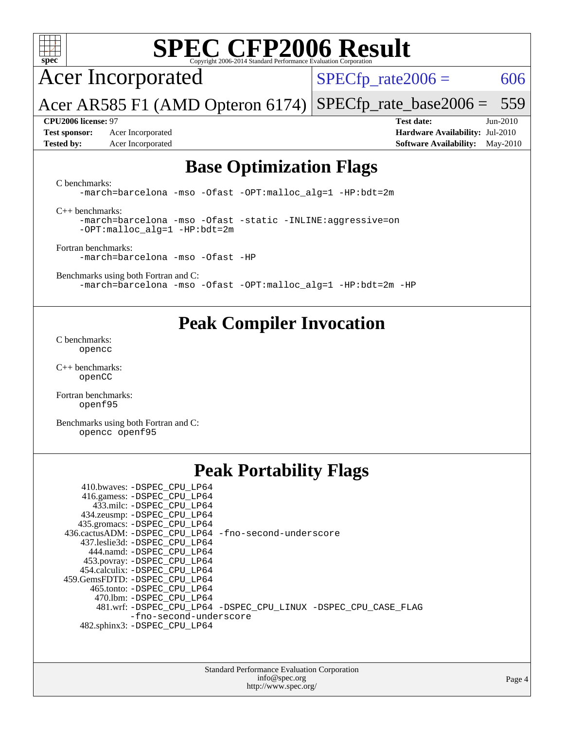# SPEC CFP2006 Result

Copyright 2006-2014 Standard Performance Evaluation Corporation

**Acer Incorporated**

**Acer AR585 F1 (AMD Opteron 6174)**

SPECfp_rate2006 = 606

SPECfp_rate_base2006 = 559

**CPU2006 license:** 97

**Test sponsor:** Acer Incorporated

**Tested by:** Acer Incorporated

**Test date:** Jun-2010

**Hardware Availability:** Jul-2010

**Software Availability:** May-2010

## Base Optimization Flags

C benchmarks:
```
-march=barcelona -mso -Ofast -OPT:malloc_alg=1 -HP:bdt=2m
```

C++ benchmarks:
```
-march=barcelona -mso -Ofast -static -INLINE:aggressive=on
-OPT:malloc_alg=1 -HP:bdt=2m
```

Fortran benchmarks:
```
-march=barcelona -mso -Ofast -HP
```

Benchmarks using both Fortran and C:
```
-march=barcelona -mso -Ofast -OPT:malloc_alg=1 -HP:bdt=2m -HP
```

## Peak Compiler Invocation

C benchmarks:
```
opencc
```

C++ benchmarks:
```
openCC
```

Fortran benchmarks:
```
openf95
```

Benchmarks using both Fortran and C:
```
opencc openf95
```

## Peak Portability Flags

```
    410.bwaves: -DSPEC_CPU_LP64
   416.gamess: -DSPEC_CPU_LP64
     433.milc: -DSPEC_CPU_LP64
   434.zeusmp: -DSPEC_CPU_LP64
  435.gromacs: -DSPEC_CPU_LP64
 436.cactusADM: -DSPEC_CPU_LP64 -fno-second-underscore
  437.leslie3d: -DSPEC_CPU_LP64
     444.namd: -DSPEC_CPU_LP64
   453.povray: -DSPEC_CPU_LP64
  454.calculix: -DSPEC_CPU_LP64
 459.GemsFDTD: -DSPEC_CPU_LP64
    465.tonto: -DSPEC_CPU_LP64
      470.lbm: -DSPEC_CPU_LP64
      481.wrf: -DSPEC_CPU_LP64 -DSPEC_CPU_LINUX -DSPEC_CPU_CASE_FLAG
               -fno-second-underscore
  482.sphinx3: -DSPEC_CPU_LP64
```

Standard Performance Evaluation Corporation
info@spec.org
http://www.spec.org/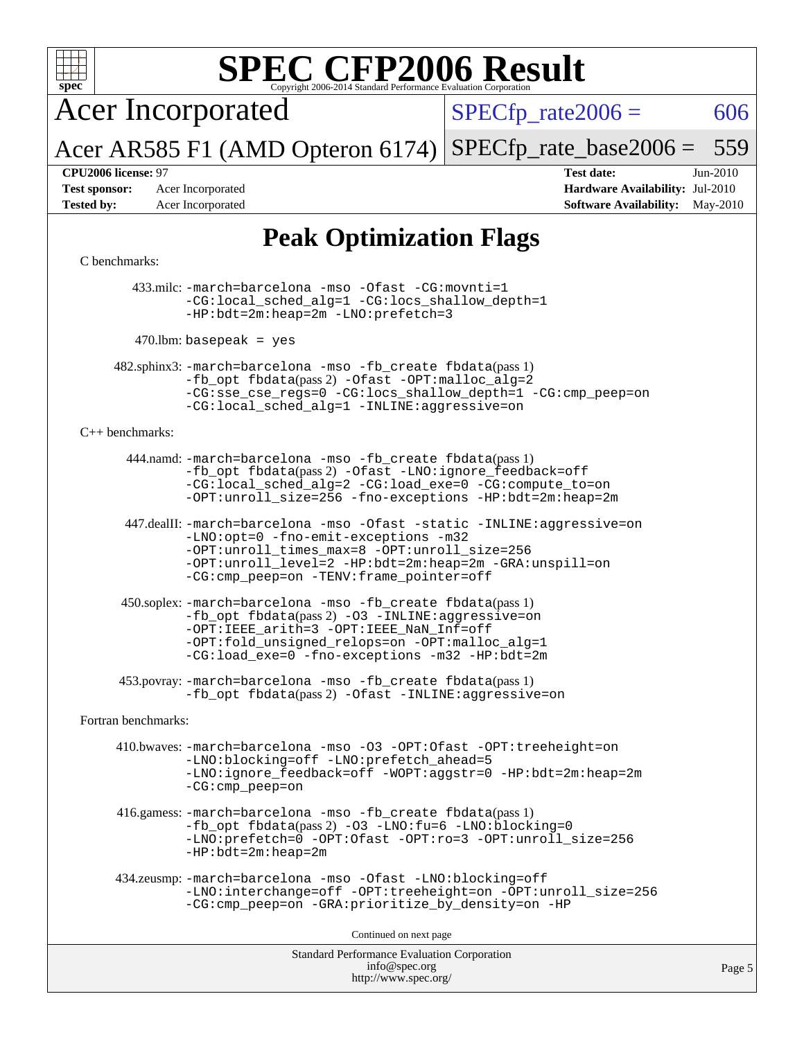# SPEC CFP2006 Result

Copyright 2006-2014 Standard Performance Evaluation Corporation

Acer Incorporated

Acer AR585 F1 (AMD Opteron 6174)

SPECfp_rate2006 = 606

SPECfp_rate_base2006 = 559

**CPU2006 license:** 97
**Test sponsor:** Acer Incorporated
**Tested by:** Acer Incorporated

**Test date:** Jun-2010
**Hardware Availability:** Jul-2010
**Software Availability:** May-2010

## Peak Optimization Flags

C benchmarks:

433.milc: -march=barcelona -mso -Ofast -CG:movnti=1 -CG:local_sched_alg=1 -CG:locs_shallow_depth=1 -HP:bdt=2m:heap=2m -LNO:prefetch=3

470.lbm: basepeak = yes

482.sphinx3: -march=barcelona -mso -fb_create fbdata(pass 1) -fb_opt fbdata(pass 2) -Ofast -OPT:malloc_alg=2 -CG:sse_cse_regs=0 -CG:locs_shallow_depth=1 -CG:cmp_peep=on -CG:local_sched_alg=1 -INLINE:aggressive=on

C++ benchmarks:

444.namd: -march=barcelona -mso -fb_create fbdata(pass 1) -fb_opt fbdata(pass 2) -Ofast -LNO:ignore_feedback=off -CG:local_sched_alg=2 -CG:load_exe=0 -CG:compute_to=on -OPT:unroll_size=256 -fno-exceptions -HP:bdt=2m:heap=2m

447.dealII: -march=barcelona -mso -Ofast -static -INLINE:aggressive=on -LNO:opt=0 -fno-emit-exceptions -m32 -OPT:unroll_times_max=8 -OPT:unroll_size=256 -OPT:unroll_level=2 -HP:bdt=2m:heap=2m -GRA:unspill=on -CG:cmp_peep=on -TENV:frame_pointer=off

450.soplex: -march=barcelona -mso -fb_create fbdata(pass 1) -fb_opt fbdata(pass 2) -O3 -INLINE:aggressive=on -OPT:IEEE_arith=3 -OPT:IEEE_NaN_Inf=off -OPT:fold_unsigned_relops=on -OPT:malloc_alg=1 -CG:load_exe=0 -fno-exceptions -m32 -HP:bdt=2m

453.povray: -march=barcelona -mso -fb_create fbdata(pass 1) -fb_opt fbdata(pass 2) -Ofast -INLINE:aggressive=on

Fortran benchmarks:

410.bwaves: -march=barcelona -mso -O3 -OPT:Ofast -OPT:treeheight=on -LNO:blocking=off -LNO:prefetch_ahead=5 -LNO:ignore_feedback=off -WOPT:aggstr=0 -HP:bdt=2m:heap=2m -CG:cmp_peep=on

416.gamess: -march=barcelona -mso -fb_create fbdata(pass 1) -fb_opt fbdata(pass 2) -O3 -LNO:fu=6 -LNO:blocking=0 -LNO:prefetch=0 -OPT:Ofast -OPT:ro=3 -OPT:unroll_size=256 -HP:bdt=2m:heap=2m

434.zeusmp: -march=barcelona -mso -Ofast -LNO:blocking=off -LNO:interchange=off -OPT:treeheight=on -OPT:unroll_size=256 -CG:cmp_peep=on -GRA:prioritize_by_density=on -HP

Continued on next page

Standard Performance Evaluation Corporation
info@spec.org
http://www.spec.org/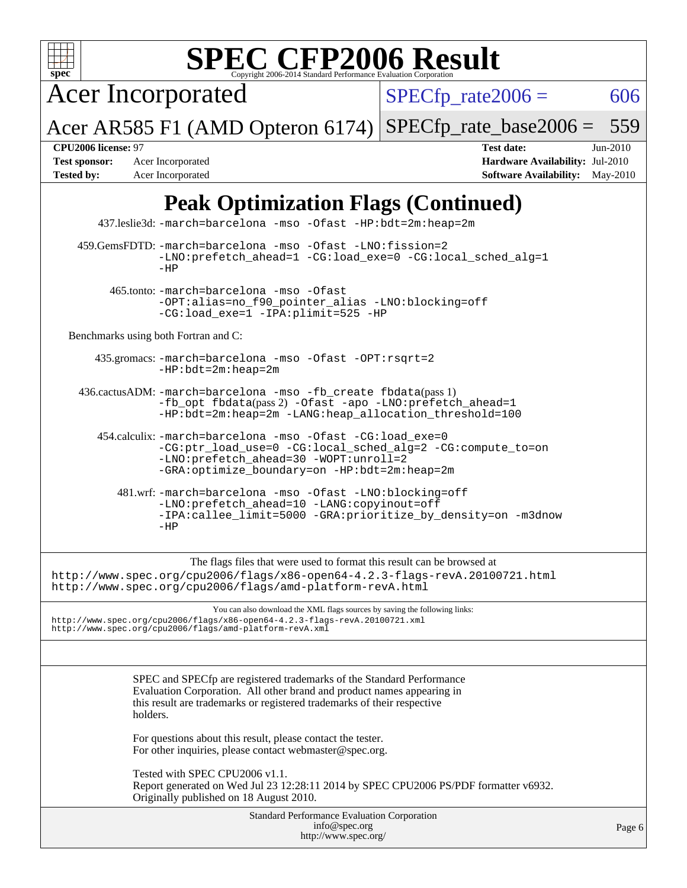# Peak Optimization Flags (Continued)

437.leslie3d: -march=barcelona -mso -Ofast -HP:bdt=2m:heap=2m

459.GemsFDTD: -march=barcelona -mso -Ofast -LNO:fission=2 -LNO:prefetch_ahead=1 -CG:load_exe=0 -CG:local_sched_alg=1 -HP

465.tonto: -march=barcelona -mso -Ofast -OPT:alias=no_f90_pointer_alias -LNO:blocking=off -CG:load_exe=1 -IPA:plimit=525 -HP

Benchmarks using both Fortran and C:

435.gromacs: -march=barcelona -mso -Ofast -OPT:rsqrt=2 -HP:bdt=2m:heap=2m

436.cactusADM: -march=barcelona -mso -fb_create fbdata(pass 1) -fb_opt fbdata(pass 2) -Ofast -apo -LNO:prefetch_ahead=1 -HP:bdt=2m:heap=2m -LANG:heap_allocation_threshold=100

454.calculix: -march=barcelona -mso -Ofast -CG:load_exe=0 -CG:ptr_load_use=0 -CG:local_sched_alg=2 -CG:compute_to=on -LNO:prefetch_ahead=30 -WOPT:unroll=2 -GRA:optimize_boundary=on -HP:bdt=2m:heap=2m

481.wrf: -march=barcelona -mso -Ofast -LNO:blocking=off -LNO:prefetch_ahead=10 -LANG:copyinout=off -IPA:callee_limit=5000 -GRA:prioritize_by_density=on -m3dnow -HP

The flags files that were used to format this result can be browsed at
http://www.spec.org/cpu2006/flags/x86-open64-4.2.3-flags-revA.20100721.html
http://www.spec.org/cpu2006/flags/amd-platform-revA.html

You can also download the XML flags sources by saving the following links:
http://www.spec.org/cpu2006/flags/x86-open64-4.2.3-flags-revA.20100721.xml
http://www.spec.org/cpu2006/flags/amd-platform-revA.xml

SPEC and SPECfp are registered trademarks of the Standard Performance Evaluation Corporation. All other brand and product names appearing in this result are trademarks or registered trademarks of their respective holders.

For questions about this result, please contact the tester.
For other inquiries, please contact webmaster@spec.org.

Tested with SPEC CPU2006 v1.1.
Report generated on Wed Jul 23 12:28:11 2014 by SPEC CPU2006 PS/PDF formatter v6932.
Originally published on 18 August 2010.